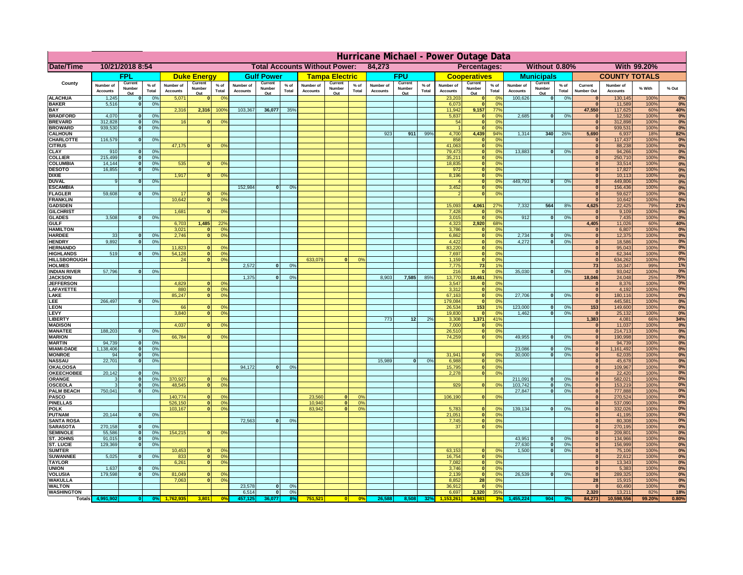# Hurricane Michael - Power Outage Data

| Date/Time | 10/21/2018 8:54 | | Total Accounts Without Power: | 84,273 | | Percentages: | Without 0.80% | With 99.20% |
|---|---|---|---|---|---|---|---|---|

| County | FPL | | | Duke Energy | | | Gulf Power | | | Tampa Electric | | | FPU | | | Cooperatives | | | Municipals | | | COUNTY TOTALS | | | |
|---|---|---|---|---|---|---|---|---|---|---|---|---|---|---|---|---|---|---|---|---|---|---|---|---|---|
| | Number of Accounts | Current Number Out | % of Total | Number of Accounts | Current Number Out | % of Total | Number of Accounts | Current Number Out | % of Total | Number of Accounts | Current Number Out | % of Total | Number of Accounts | Current Number Out | % of Total | Number of Accounts | Current Number Out | % of Total | Number of Accounts | Current Number Out | % of Total | Current Number Out | Number of Accounts | % With | % Out |
| ALACHUA | 1,245 | 0 | 0% | 5,071 | 0 | 0% | | | | | | | | | | 23,203 | 0 | 0% | 100,626 | 0 | 0% | 0 | 130,145 | 100% | 0% |
| BAKER | 5,516 | 0 | 0% | | | | | | | | | | | | | 6,073 | 0 | 0% | | | | 0 | 11,589 | 100% | 0% |
| BAY | | | | 2,316 | 2,316 | 100% | 103,367 | 36,077 | 35% | | | | | | | 11,942 | 9,157 | 77% | | | | 47,550 | 117,625 | 60% | 40% |
| BRADFORD | 4,070 | 0 | 0% | | | | | | | | | | | | | 5,837 | 0 | 0% | 2,685 | 0 | 0% | 0 | 12,592 | 100% | 0% |
| BREVARD | 312,828 | 0 | 0% | 16 | 0 | 0% | | | | | | | | | | 54 | 0 | 0% | | | | 0 | 312,898 | 100% | 0% |
| BROWARD | 939,530 | 0 | 0% | | | | | | | | | | | | | 1 | 0 | 0% | | | | 0 | 939,531 | 100% | 0% |
| CALHOUN | | | | | | | | | | | | | 923 | 911 | 99% | 4,700 | 4,439 | 94% | 1,314 | 340 | 26% | 5,690 | 6,937 | 18% | 82% |
| CHARLOTTE | 116,579 | 0 | 0% | | | | | | | | | | | | | 858 | 0 | 0% | | | | 0 | 117,437 | 100% | 0% |
| CITRUS | | | | 47,175 | 0 | 0% | | | | | | | | | | 41,063 | 0 | 0% | | | | 0 | 88,238 | 100% | 0% |
| CLAY | 910 | 0 | 0% | | | | | | | | | | | | | 79,473 | 0 | 0% | 13,883 | 0 | 0% | 0 | 94,266 | 100% | 0% |
| COLLIER | 215,499 | 0 | 0% | | | | | | | | | | | | | 35,211 | 0 | 0% | | | | 0 | 250,710 | 100% | 0% |
| COLUMBIA | 14,144 | 0 | 0% | 535 | 0 | 0% | | | | | | | | | | 18,835 | 0 | 0% | | | | 0 | 33,514 | 100% | 0% |
| DESOTO | 16,855 | 0 | 0% | | | | | | | | | | | | | 972 | 0 | 0% | | | | 0 | 17,827 | 100% | 0% |
| DIXIE | | | | 1,917 | 0 | 0% | | | | | | | | | | 8,196 | 0 | 0% | | | | 0 | 10,113 | 100% | 0% |
| DUVAL | 9 | 0 | 0% | | | | | | | | | | | | | 4 | 0 | 0% | 449,793 | 0 | 0% | 0 | 449,806 | 100% | 0% |
| ESCAMBIA | | | | | | | 152,984 | 0 | 0% | | | | | | | 3,452 | 0 | 0% | | | | 0 | 156,436 | 100% | 0% |
| FLAGLER | 59,608 | 0 | 0% | 17 | 0 | 0% | | | | | | | | | | 2 | 0 | 0% | | | | 0 | 59,627 | 100% | 0% |
| FRANKLIN | | | | 10,642 | 0 | 0% | | | | | | | | | | | | | | | | 0 | 10,642 | 100% | 0% |
| GADSDEN | | | | | | | | | | | | | | | | 15,093 | 4,061 | 27% | 7,332 | 564 | 8% | 4,625 | 22,425 | 79% | 21% |
| GILCHRIST | | | | 1,681 | 0 | 0% | | | | | | | | | | 7,428 | 0 | 0% | | | | 0 | 9,109 | 100% | 0% |
| GLADES | 3,508 | 0 | 0% | | | | | | | | | | | | | 3,015 | 0 | 0% | 912 | 0 | 0% | 0 | 7,435 | 100% | 0% |
| GULF | | | | 6,703 | 1,485 | 22% | | | | | | | | | | 4,323 | 2,920 | 68% | | | | 4,405 | 11,026 | 60% | 40% |
| HAMILTON | | | | 3,021 | 0 | 0% | | | | | | | | | | 3,786 | 0 | 0% | | | | 0 | 6,807 | 100% | 0% |
| HARDEE | 33 | 0 | 0% | 2,746 | 0 | 0% | | | | | | | | | | 6,862 | 0 | 0% | 2,734 | 0 | 0% | 0 | 12,375 | 100% | 0% |
| HENDRY | 9,892 | 0 | 0% | | | | | | | | | | | | | 4,422 | 0 | 0% | 4,272 | 0 | 0% | 0 | 18,586 | 100% | 0% |
| HERNANDO | | | | 11,823 | 0 | 0% | | | | | | | | | | 83,220 | 0 | 0% | | | | 0 | 95,043 | 100% | 0% |
| HIGHLANDS | 519 | 0 | 0% | 54,128 | 0 | 0% | | | | | | | | | | 7,697 | 0 | 0% | | | | 0 | 62,344 | 100% | 0% |
| HILLSBOROUGH | | | | 24 | 0 | 0% | | | | 633,079 | 0 | 0% | | | | 1,159 | 0 | 0% | | | | 0 | 634,262 | 100% | 0% |
| HOLMES | | | | | | | 2,572 | 0 | 0% | | | | | | | 7,775 | 73 | 1% | | | | 73 | 10,347 | 99% | 1% |
| INDIAN RIVER | 57,796 | 0 | 0% | | | | | | | | | | | | | 216 | 0 | 0% | 35,030 | 0 | 0% | 0 | 93,042 | 100% | 0% |
| JACKSON | | | | | | | 1,375 | 0 | 0% | | | | 8,903 | 7,585 | 85% | 13,770 | 10,461 | 76% | | | | 18,046 | 24,048 | 25% | 75% |
| JEFFERSON | | | | 4,829 | 0 | 0% | | | | | | | | | | 3,547 | 0 | 0% | | | | 0 | 8,376 | 100% | 0% |
| LAFAYETTE | | | | 880 | 0 | 0% | | | | | | | | | | 3,312 | 0 | 0% | | | | 0 | 4,192 | 100% | 0% |
| LAKE | | | | 85,247 | 0 | 0% | | | | | | | | | | 67,163 | 0 | 0% | 27,706 | 0 | 0% | 0 | 180,116 | 100% | 0% |
| LEE | 266,497 | 0 | 0% | | | | | | | | | | | | | 179,084 | 0 | 0% | | | | 0 | 445,581 | 100% | 0% |
| LEON | | | | 66 | 0 | 0% | | | | | | | | | | 26,534 | 153 | 1% | 123,000 | 0 | 0% | 153 | 149,600 | 100% | 0% |
| LEVY | | | | 3,840 | 0 | 0% | | | | | | | | | | 19,830 | 0 | 0% | 1,462 | 0 | 0% | 0 | 25,132 | 100% | 0% |
| LIBERTY | | | | | | | | | | | | | 773 | 12 | 2% | 3,308 | 1,371 | 41% | | | | 1,383 | 4,081 | 66% | 34% |
| MADISON | | | | 4,037 | 0 | 0% | | | | | | | | | | 7,000 | 0 | 0% | | | | 0 | 11,037 | 100% | 0% |
| MANATEE | 188,203 | 0 | 0% | | | | | | | | | | | | | 26,510 | 0 | 0% | | | | 0 | 214,713 | 100% | 0% |
| MARION | | | | 66,784 | 0 | 0% | | | | | | | | | | 74,259 | 0 | 0% | 49,955 | 0 | 0% | 0 | 190,998 | 100% | 0% |
| MARTIN | 94,739 | 0 | 0% | | | | | | | | | | | | | | | | | | | 0 | 94,739 | 100% | 0% |
| MIAMI-DADE | 1,138,406 | 0 | 0% | | | | | | | | | | | | | | | | 23,086 | 0 | 0% | 0 | 1,161,492 | 100% | 0% |
| MONROE | 94 | 0 | 0% | | | | | | | | | | | | | 31,941 | 0 | 0% | 30,000 | 0 | 0% | 0 | 62,035 | 100% | 0% |
| NASSAU | 22,701 | 0 | 0% | | | | | | | | | | 15,989 | 0 | 0% | 6,988 | 0 | 0% | | | | 0 | 45,678 | 100% | 0% |
| OKALOOSA | | | | | | | 94,172 | 0 | 0% | | | | | | | 15,795 | 0 | 0% | | | | 0 | 109,967 | 100% | 0% |
| OKEECHOBEE | 20,142 | 0 | 0% | | | | | | | | | | | | | 2,278 | 0 | 0% | | | | 0 | 22,420 | 100% | 0% |
| ORANGE | 3 | 0 | 0% | 370,927 | 0 | 0% | | | | | | | | | | | | | 211,091 | 0 | 0% | 0 | 582,021 | 100% | 0% |
| OSCEOLA | 3 | 0 | 0% | 48,545 | 0 | 0% | | | | | | | | | | 929 | 0 | 0% | 103,742 | 0 | 0% | 0 | 153,219 | 100% | 0% |
| PALM BEACH | 750,041 | 0 | 0% | | | | | | | | | | | | | | | | 27,847 | 0 | 0% | 0 | 777,888 | 100% | 0% |
| PASCO | | | | 140,774 | 0 | 0% | | | | 23,560 | 0 | 0% | | | | 106,190 | 0 | 0% | | | | 0 | 270,524 | 100% | 0% |
| PINELLAS | | | | 526,150 | 0 | 0% | | | | 10,940 | 0 | 0% | | | | | | | | | | 0 | 537,090 | 100% | 0% |
| POLK | | | | 103,167 | 0 | 0% | | | | 83,942 | 0 | 0% | | | | 5,783 | 0 | 0% | 139,134 | 0 | 0% | 0 | 332,026 | 100% | 0% |
| PUTNAM | 20,144 | 0 | 0% | | | | | | | | | | | | | 21,051 | 0 | 0% | | | | 0 | 41,195 | 100% | 0% |
| SANTA ROSA | | | | | | | 72,563 | 0 | 0% | | | | | | | 7,745 | 0 | 0% | | | | 0 | 80,308 | 100% | 0% |
| SARASOTA | 270,158 | 0 | 0% | | | | | | | | | | | | | 37 | 0 | 0% | | | | 0 | 270,195 | 100% | 0% |
| SEMINOLE | 55,586 | 0 | 0% | 154,215 | 0 | 0% | | | | | | | | | | | | | | | | 0 | 209,801 | 100% | 0% |
| ST. JOHNS | 91,015 | 0 | 0% | | | | | | | | | | | | | | | | 43,951 | 0 | 0% | 0 | 134,966 | 100% | 0% |
| ST. LUCIE | 129,369 | 0 | 0% | | | | | | | | | | | | | | | | 27,630 | 0 | 0% | 0 | 156,999 | 100% | 0% |
| SUMTER | | | | 10,453 | 0 | 0% | | | | | | | | | | 63,153 | 0 | 0% | 1,500 | 0 | 0% | 0 | 75,106 | 100% | 0% |
| SUWANNEE | 5,025 | 0 | 0% | 833 | 0 | 0% | | | | | | | | | | 16,754 | 0 | 0% | | | | 0 | 22,612 | 100% | 0% |
| TAYLOR | | | | 6,261 | 0 | 0% | | | | | | | | | | 7,082 | 0 | 0% | | | | 0 | 13,343 | 100% | 0% |
| UNION | 1,637 | 0 | 0% | | | | | | | | | | | | | 3,746 | 0 | 0% | | | | 0 | 5,383 | 100% | 0% |
| VOLUSIA | 179,598 | 0 | 0% | 81,049 | 0 | 0% | | | | | | | | | | 2,139 | 0 | 0% | 26,539 | 0 | 0% | 0 | 289,325 | 100% | 0% |
| WAKULLA | | | | 7,063 | 0 | 0% | | | | | | | | | | 8,852 | 28 | 0% | | | | 28 | 15,915 | 100% | 0% |
| WALTON | | | | | | | 23,578 | 0 | 0% | | | | | | | 36,912 | 0 | 0% | | | | 0 | 60,490 | 100% | 0% |
| WASHINGTON | | | | | | | 6,514 | 0 | 0% | | | | | | | 6,697 | 2,320 | 35% | | | | 2,320 | 13,211 | 82% | 18% |
| Totals | 4,991,902 | 0 | 0% | 1,762,935 | 3,801 | 0% | 457,125 | 36,077 | 8% | 751,521 | 0 | 0% | 26,588 | 8,508 | 32% | 1,153,261 | 34,983 | 3% | 1,455,224 | 904 | 0% | 84,273 | 10,598,556 | 99.20% | 0.80% |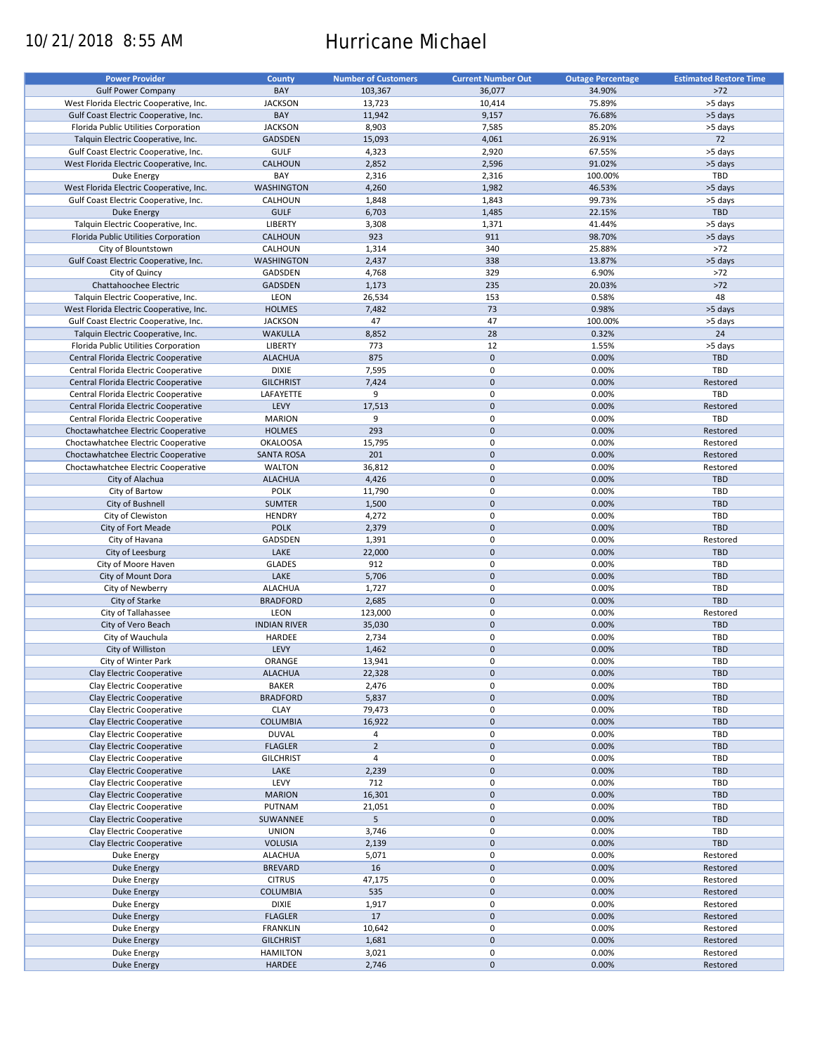10/21/2018 8:55 AM

# Hurricane Michael

| Power Provider | County | Number of Customers | Current Number Out | Outage Percentage | Estimated Restore Time |
|---|---|---|---|---|---|
| Gulf Power Company | BAY | 103,367 | 36,077 | 34.90% | >72 |
| West Florida Electric Cooperative, Inc. | JACKSON | 13,723 | 10,414 | 75.89% | >5 days |
| Gulf Coast Electric Cooperative, Inc. | BAY | 11,942 | 9,157 | 76.68% | >5 days |
| Florida Public Utilities Corporation | JACKSON | 8,903 | 7,585 | 85.20% | >5 days |
| Talquin Electric Cooperative, Inc. | GADSDEN | 15,093 | 4,061 | 26.91% | 72 |
| Gulf Coast Electric Cooperative, Inc. | GULF | 4,323 | 2,920 | 67.55% | >5 days |
| West Florida Electric Cooperative, Inc. | CALHOUN | 2,852 | 2,596 | 91.02% | >5 days |
| Duke Energy | BAY | 2,316 | 2,316 | 100.00% | TBD |
| West Florida Electric Cooperative, Inc. | WASHINGTON | 4,260 | 1,982 | 46.53% | >5 days |
| Gulf Coast Electric Cooperative, Inc. | CALHOUN | 1,848 | 1,843 | 99.73% | >5 days |
| Duke Energy | GULF | 6,703 | 1,485 | 22.15% | TBD |
| Talquin Electric Cooperative, Inc. | LIBERTY | 3,308 | 1,371 | 41.44% | >5 days |
| Florida Public Utilities Corporation | CALHOUN | 923 | 911 | 98.70% | >5 days |
| City of Blountstown | CALHOUN | 1,314 | 340 | 25.88% | >72 |
| Gulf Coast Electric Cooperative, Inc. | WASHINGTON | 2,437 | 338 | 13.87% | >5 days |
| City of Quincy | GADSDEN | 4,768 | 329 | 6.90% | >72 |
| Chattahoochee Electric | GADSDEN | 1,173 | 235 | 20.03% | >72 |
| Talquin Electric Cooperative, Inc. | LEON | 26,534 | 153 | 0.58% | 48 |
| West Florida Electric Cooperative, Inc. | HOLMES | 7,482 | 73 | 0.98% | >5 days |
| Gulf Coast Electric Cooperative, Inc. | JACKSON | 47 | 47 | 100.00% | >5 days |
| Talquin Electric Cooperative, Inc. | WAKULLA | 8,852 | 28 | 0.32% | 24 |
| Florida Public Utilities Corporation | LIBERTY | 773 | 12 | 1.55% | >5 days |
| Central Florida Electric Cooperative | ALACHUA | 875 | 0 | 0.00% | TBD |
| Central Florida Electric Cooperative | DIXIE | 7,595 | 0 | 0.00% | TBD |
| Central Florida Electric Cooperative | GILCHRIST | 7,424 | 0 | 0.00% | Restored |
| Central Florida Electric Cooperative | LAFAYETTE | 9 | 0 | 0.00% | TBD |
| Central Florida Electric Cooperative | LEVY | 17,513 | 0 | 0.00% | Restored |
| Central Florida Electric Cooperative | MARION | 9 | 0 | 0.00% | TBD |
| Choctawhatchee Electric Cooperative | HOLMES | 293 | 0 | 0.00% | Restored |
| Choctawhatchee Electric Cooperative | OKALOOSA | 15,795 | 0 | 0.00% | Restored |
| Choctawhatchee Electric Cooperative | SANTA ROSA | 201 | 0 | 0.00% | Restored |
| Choctawhatchee Electric Cooperative | WALTON | 36,812 | 0 | 0.00% | Restored |
| City of Alachua | ALACHUA | 4,426 | 0 | 0.00% | TBD |
| City of Bartow | POLK | 11,790 | 0 | 0.00% | TBD |
| City of Bushnell | SUMTER | 1,500 | 0 | 0.00% | TBD |
| City of Clewiston | HENDRY | 4,272 | 0 | 0.00% | TBD |
| City of Fort Meade | POLK | 2,379 | 0 | 0.00% | TBD |
| City of Havana | GADSDEN | 1,391 | 0 | 0.00% | Restored |
| City of Leesburg | LAKE | 22,000 | 0 | 0.00% | TBD |
| City of Moore Haven | GLADES | 912 | 0 | 0.00% | TBD |
| City of Mount Dora | LAKE | 5,706 | 0 | 0.00% | TBD |
| City of Newberry | ALACHUA | 1,727 | 0 | 0.00% | TBD |
| City of Starke | BRADFORD | 2,685 | 0 | 0.00% | TBD |
| City of Tallahassee | LEON | 123,000 | 0 | 0.00% | Restored |
| City of Vero Beach | INDIAN RIVER | 35,030 | 0 | 0.00% | TBD |
| City of Wauchula | HARDEE | 2,734 | 0 | 0.00% | TBD |
| City of Williston | LEVY | 1,462 | 0 | 0.00% | TBD |
| City of Winter Park | ORANGE | 13,941 | 0 | 0.00% | TBD |
| Clay Electric Cooperative | ALACHUA | 22,328 | 0 | 0.00% | TBD |
| Clay Electric Cooperative | BAKER | 2,476 | 0 | 0.00% | TBD |
| Clay Electric Cooperative | BRADFORD | 5,837 | 0 | 0.00% | TBD |
| Clay Electric Cooperative | CLAY | 79,473 | 0 | 0.00% | TBD |
| Clay Electric Cooperative | COLUMBIA | 16,922 | 0 | 0.00% | TBD |
| Clay Electric Cooperative | DUVAL | 4 | 0 | 0.00% | TBD |
| Clay Electric Cooperative | FLAGLER | 2 | 0 | 0.00% | TBD |
| Clay Electric Cooperative | GILCHRIST | 4 | 0 | 0.00% | TBD |
| Clay Electric Cooperative | LAKE | 2,239 | 0 | 0.00% | TBD |
| Clay Electric Cooperative | LEVY | 712 | 0 | 0.00% | TBD |
| Clay Electric Cooperative | MARION | 16,301 | 0 | 0.00% | TBD |
| Clay Electric Cooperative | PUTNAM | 21,051 | 0 | 0.00% | TBD |
| Clay Electric Cooperative | SUWANNEE | 5 | 0 | 0.00% | TBD |
| Clay Electric Cooperative | UNION | 3,746 | 0 | 0.00% | TBD |
| Clay Electric Cooperative | VOLUSIA | 2,139 | 0 | 0.00% | TBD |
| Duke Energy | ALACHUA | 5,071 | 0 | 0.00% | Restored |
| Duke Energy | BREVARD | 16 | 0 | 0.00% | Restored |
| Duke Energy | CITRUS | 47,175 | 0 | 0.00% | Restored |
| Duke Energy | COLUMBIA | 535 | 0 | 0.00% | Restored |
| Duke Energy | DIXIE | 1,917 | 0 | 0.00% | Restored |
| Duke Energy | FLAGLER | 17 | 0 | 0.00% | Restored |
| Duke Energy | FRANKLIN | 10,642 | 0 | 0.00% | Restored |
| Duke Energy | GILCHRIST | 1,681 | 0 | 0.00% | Restored |
| Duke Energy | HAMILTON | 3,021 | 0 | 0.00% | Restored |
| Duke Energy | HARDEE | 2,746 | 0 | 0.00% | Restored |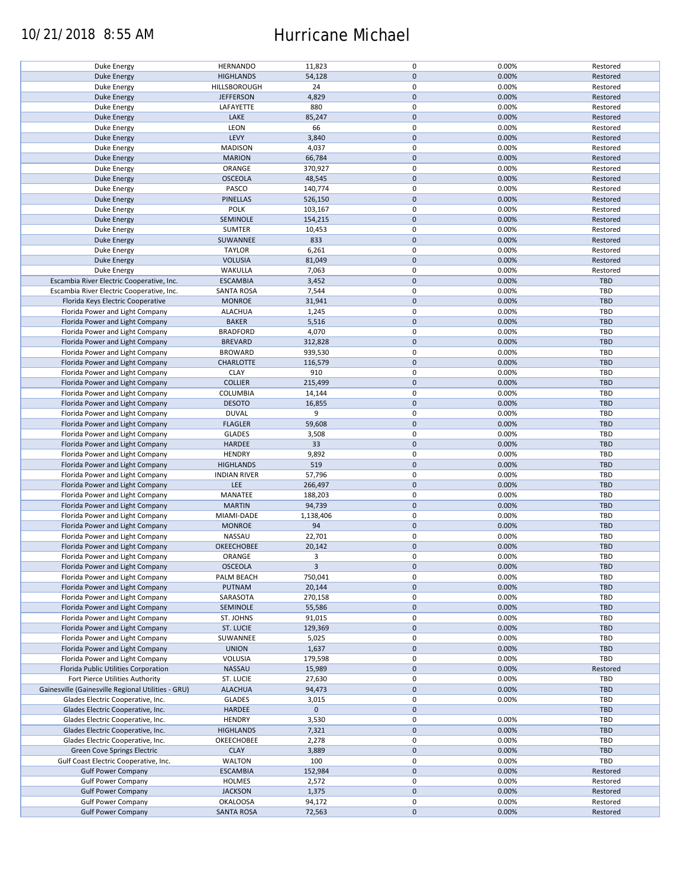10/21/2018 8:55 AM

# Hurricane Michael

| | | | | | |
|---|---|---|---|---|---|
| Duke Energy | HERNANDO | 11,823 | 0 | 0.00% | Restored |
| Duke Energy | HIGHLANDS | 54,128 | 0 | 0.00% | Restored |
| Duke Energy | HILLSBOROUGH | 24 | 0 | 0.00% | Restored |
| Duke Energy | JEFFERSON | 4,829 | 0 | 0.00% | Restored |
| Duke Energy | LAFAYETTE | 880 | 0 | 0.00% | Restored |
| Duke Energy | LAKE | 85,247 | 0 | 0.00% | Restored |
| Duke Energy | LEON | 66 | 0 | 0.00% | Restored |
| Duke Energy | LEVY | 3,840 | 0 | 0.00% | Restored |
| Duke Energy | MADISON | 4,037 | 0 | 0.00% | Restored |
| Duke Energy | MARION | 66,784 | 0 | 0.00% | Restored |
| Duke Energy | ORANGE | 370,927 | 0 | 0.00% | Restored |
| Duke Energy | OSCEOLA | 48,545 | 0 | 0.00% | Restored |
| Duke Energy | PASCO | 140,774 | 0 | 0.00% | Restored |
| Duke Energy | PINELLAS | 526,150 | 0 | 0.00% | Restored |
| Duke Energy | POLK | 103,167 | 0 | 0.00% | Restored |
| Duke Energy | SEMINOLE | 154,215 | 0 | 0.00% | Restored |
| Duke Energy | SUMTER | 10,453 | 0 | 0.00% | Restored |
| Duke Energy | SUWANNEE | 833 | 0 | 0.00% | Restored |
| Duke Energy | TAYLOR | 6,261 | 0 | 0.00% | Restored |
| Duke Energy | VOLUSIA | 81,049 | 0 | 0.00% | Restored |
| Duke Energy | WAKULLA | 7,063 | 0 | 0.00% | Restored |
| Escambia River Electric Cooperative, Inc. | ESCAMBIA | 3,452 | 0 | 0.00% | TBD |
| Escambia River Electric Cooperative, Inc. | SANTA ROSA | 7,544 | 0 | 0.00% | TBD |
| Florida Keys Electric Cooperative | MONROE | 31,941 | 0 | 0.00% | TBD |
| Florida Power and Light Company | ALACHUA | 1,245 | 0 | 0.00% | TBD |
| Florida Power and Light Company | BAKER | 5,516 | 0 | 0.00% | TBD |
| Florida Power and Light Company | BRADFORD | 4,070 | 0 | 0.00% | TBD |
| Florida Power and Light Company | BREVARD | 312,828 | 0 | 0.00% | TBD |
| Florida Power and Light Company | BROWARD | 939,530 | 0 | 0.00% | TBD |
| Florida Power and Light Company | CHARLOTTE | 116,579 | 0 | 0.00% | TBD |
| Florida Power and Light Company | CLAY | 910 | 0 | 0.00% | TBD |
| Florida Power and Light Company | COLLIER | 215,499 | 0 | 0.00% | TBD |
| Florida Power and Light Company | COLUMBIA | 14,144 | 0 | 0.00% | TBD |
| Florida Power and Light Company | DESOTO | 16,855 | 0 | 0.00% | TBD |
| Florida Power and Light Company | DUVAL | 9 | 0 | 0.00% | TBD |
| Florida Power and Light Company | FLAGLER | 59,608 | 0 | 0.00% | TBD |
| Florida Power and Light Company | GLADES | 3,508 | 0 | 0.00% | TBD |
| Florida Power and Light Company | HARDEE | 33 | 0 | 0.00% | TBD |
| Florida Power and Light Company | HENDRY | 9,892 | 0 | 0.00% | TBD |
| Florida Power and Light Company | HIGHLANDS | 519 | 0 | 0.00% | TBD |
| Florida Power and Light Company | INDIAN RIVER | 57,796 | 0 | 0.00% | TBD |
| Florida Power and Light Company | LEE | 266,497 | 0 | 0.00% | TBD |
| Florida Power and Light Company | MANATEE | 188,203 | 0 | 0.00% | TBD |
| Florida Power and Light Company | MARTIN | 94,739 | 0 | 0.00% | TBD |
| Florida Power and Light Company | MIAMI-DADE | 1,138,406 | 0 | 0.00% | TBD |
| Florida Power and Light Company | MONROE | 94 | 0 | 0.00% | TBD |
| Florida Power and Light Company | NASSAU | 22,701 | 0 | 0.00% | TBD |
| Florida Power and Light Company | OKEECHOBEE | 20,142 | 0 | 0.00% | TBD |
| Florida Power and Light Company | ORANGE | 3 | 0 | 0.00% | TBD |
| Florida Power and Light Company | OSCEOLA | 3 | 0 | 0.00% | TBD |
| Florida Power and Light Company | PALM BEACH | 750,041 | 0 | 0.00% | TBD |
| Florida Power and Light Company | PUTNAM | 20,144 | 0 | 0.00% | TBD |
| Florida Power and Light Company | SARASOTA | 270,158 | 0 | 0.00% | TBD |
| Florida Power and Light Company | SEMINOLE | 55,586 | 0 | 0.00% | TBD |
| Florida Power and Light Company | ST. JOHNS | 91,015 | 0 | 0.00% | TBD |
| Florida Power and Light Company | ST. LUCIE | 129,369 | 0 | 0.00% | TBD |
| Florida Power and Light Company | SUWANNEE | 5,025 | 0 | 0.00% | TBD |
| Florida Power and Light Company | UNION | 1,637 | 0 | 0.00% | TBD |
| Florida Power and Light Company | VOLUSIA | 179,598 | 0 | 0.00% | TBD |
| Florida Public Utilities Corporation | NASSAU | 15,989 | 0 | 0.00% | Restored |
| Fort Pierce Utilities Authority | ST. LUCIE | 27,630 | 0 | 0.00% | TBD |
| Gainesville (Gainesville Regional Utilities - GRU) | ALACHUA | 94,473 | 0 | 0.00% | TBD |
| Glades Electric Cooperative, Inc. | GLADES | 3,015 | 0 | 0.00% | TBD |
| Glades Electric Cooperative, Inc. | HARDEE | 0 | 0 | | TBD |
| Glades Electric Cooperative, Inc. | HENDRY | 3,530 | 0 | 0.00% | TBD |
| Glades Electric Cooperative, Inc. | HIGHLANDS | 7,321 | 0 | 0.00% | TBD |
| Glades Electric Cooperative, Inc. | OKEECHOBEE | 2,278 | 0 | 0.00% | TBD |
| Green Cove Springs Electric | CLAY | 3,889 | 0 | 0.00% | TBD |
| Gulf Coast Electric Cooperative, Inc. | WALTON | 100 | 0 | 0.00% | TBD |
| Gulf Power Company | ESCAMBIA | 152,984 | 0 | 0.00% | Restored |
| Gulf Power Company | HOLMES | 2,572 | 0 | 0.00% | Restored |
| Gulf Power Company | JACKSON | 1,375 | 0 | 0.00% | Restored |
| Gulf Power Company | OKALOOSA | 94,172 | 0 | 0.00% | Restored |
| Gulf Power Company | SANTA ROSA | 72,563 | 0 | 0.00% | Restored |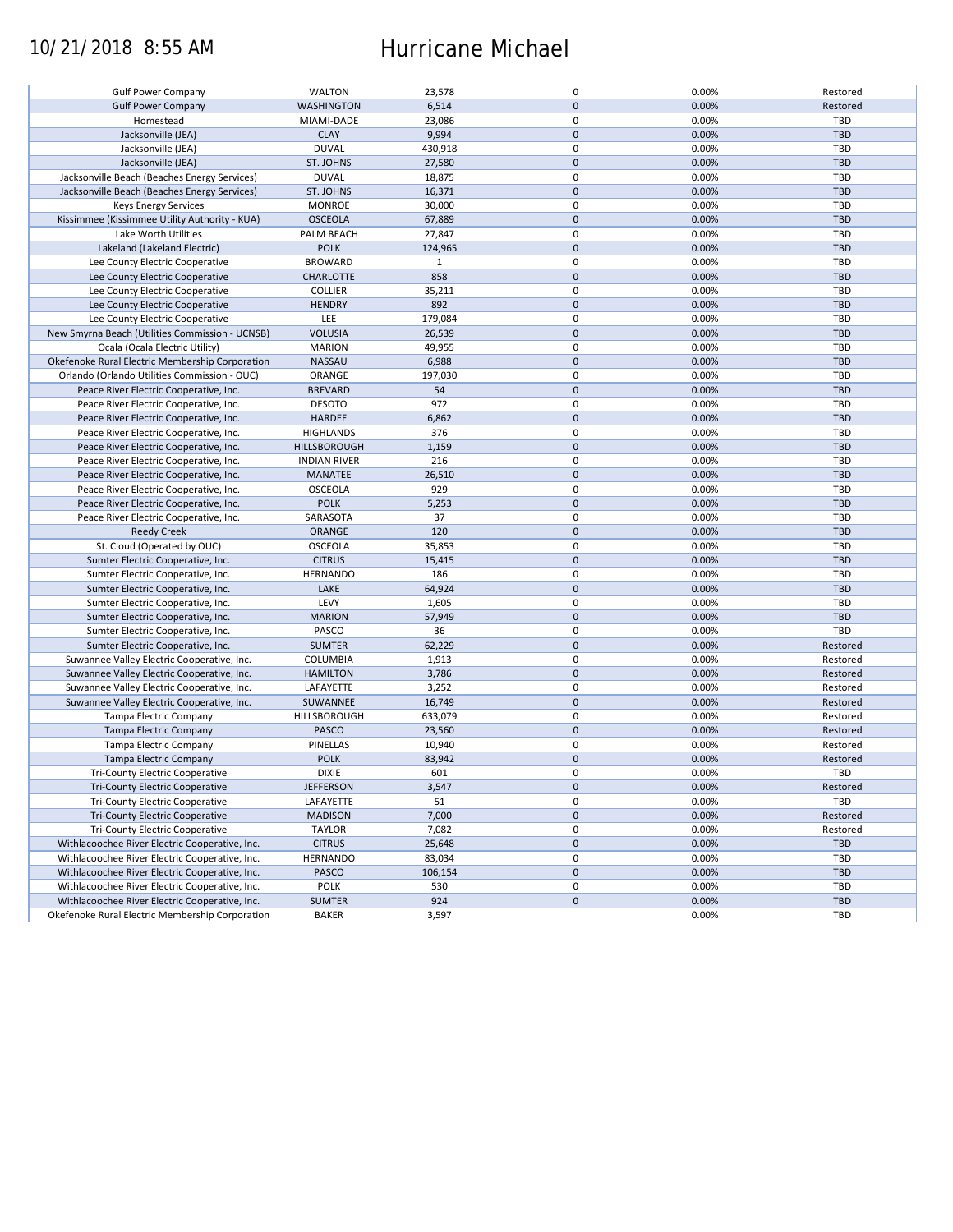| | | | | | |
|---|---|---|---|---|---|
| Gulf Power Company | WALTON | 23,578 | 0 | 0.00% | Restored |
| Gulf Power Company | WASHINGTON | 6,514 | 0 | 0.00% | Restored |
| Homestead | MIAMI-DADE | 23,086 | 0 | 0.00% | TBD |
| Jacksonville (JEA) | CLAY | 9,994 | 0 | 0.00% | TBD |
| Jacksonville (JEA) | DUVAL | 430,918 | 0 | 0.00% | TBD |
| Jacksonville (JEA) | ST. JOHNS | 27,580 | 0 | 0.00% | TBD |
| Jacksonville Beach (Beaches Energy Services) | DUVAL | 18,875 | 0 | 0.00% | TBD |
| Jacksonville Beach (Beaches Energy Services) | ST. JOHNS | 16,371 | 0 | 0.00% | TBD |
| Keys Energy Services | MONROE | 30,000 | 0 | 0.00% | TBD |
| Kissimmee (Kissimmee Utility Authority - KUA) | OSCEOLA | 67,889 | 0 | 0.00% | TBD |
| Lake Worth Utilities | PALM BEACH | 27,847 | 0 | 0.00% | TBD |
| Lakeland (Lakeland Electric) | POLK | 124,965 | 0 | 0.00% | TBD |
| Lee County Electric Cooperative | BROWARD | 1 | 0 | 0.00% | TBD |
| Lee County Electric Cooperative | CHARLOTTE | 858 | 0 | 0.00% | TBD |
| Lee County Electric Cooperative | COLLIER | 35,211 | 0 | 0.00% | TBD |
| Lee County Electric Cooperative | HENDRY | 892 | 0 | 0.00% | TBD |
| Lee County Electric Cooperative | LEE | 179,084 | 0 | 0.00% | TBD |
| New Smyrna Beach (Utilities Commission - UCNSB) | VOLUSIA | 26,539 | 0 | 0.00% | TBD |
| Ocala (Ocala Electric Utility) | MARION | 49,955 | 0 | 0.00% | TBD |
| Okefenoke Rural Electric Membership Corporation | NASSAU | 6,988 | 0 | 0.00% | TBD |
| Orlando (Orlando Utilities Commission - OUC) | ORANGE | 197,030 | 0 | 0.00% | TBD |
| Peace River Electric Cooperative, Inc. | BREVARD | 54 | 0 | 0.00% | TBD |
| Peace River Electric Cooperative, Inc. | DESOTO | 972 | 0 | 0.00% | TBD |
| Peace River Electric Cooperative, Inc. | HARDEE | 6,862 | 0 | 0.00% | TBD |
| Peace River Electric Cooperative, Inc. | HIGHLANDS | 376 | 0 | 0.00% | TBD |
| Peace River Electric Cooperative, Inc. | HILLSBOROUGH | 1,159 | 0 | 0.00% | TBD |
| Peace River Electric Cooperative, Inc. | INDIAN RIVER | 216 | 0 | 0.00% | TBD |
| Peace River Electric Cooperative, Inc. | MANATEE | 26,510 | 0 | 0.00% | TBD |
| Peace River Electric Cooperative, Inc. | OSCEOLA | 929 | 0 | 0.00% | TBD |
| Peace River Electric Cooperative, Inc. | POLK | 5,253 | 0 | 0.00% | TBD |
| Peace River Electric Cooperative, Inc. | SARASOTA | 37 | 0 | 0.00% | TBD |
| Reedy Creek | ORANGE | 120 | 0 | 0.00% | TBD |
| St. Cloud (Operated by OUC) | OSCEOLA | 35,853 | 0 | 0.00% | TBD |
| Sumter Electric Cooperative, Inc. | CITRUS | 15,415 | 0 | 0.00% | TBD |
| Sumter Electric Cooperative, Inc. | HERNANDO | 186 | 0 | 0.00% | TBD |
| Sumter Electric Cooperative, Inc. | LAKE | 64,924 | 0 | 0.00% | TBD |
| Sumter Electric Cooperative, Inc. | LEVY | 1,605 | 0 | 0.00% | TBD |
| Sumter Electric Cooperative, Inc. | MARION | 57,949 | 0 | 0.00% | TBD |
| Sumter Electric Cooperative, Inc. | PASCO | 36 | 0 | 0.00% | TBD |
| Sumter Electric Cooperative, Inc. | SUMTER | 62,229 | 0 | 0.00% | Restored |
| Suwannee Valley Electric Cooperative, Inc. | COLUMBIA | 1,913 | 0 | 0.00% | Restored |
| Suwannee Valley Electric Cooperative, Inc. | HAMILTON | 3,786 | 0 | 0.00% | Restored |
| Suwannee Valley Electric Cooperative, Inc. | LAFAYETTE | 3,252 | 0 | 0.00% | Restored |
| Suwannee Valley Electric Cooperative, Inc. | SUWANNEE | 16,749 | 0 | 0.00% | Restored |
| Tampa Electric Company | HILLSBOROUGH | 633,079 | 0 | 0.00% | Restored |
| Tampa Electric Company | PASCO | 23,560 | 0 | 0.00% | Restored |
| Tampa Electric Company | PINELLAS | 10,940 | 0 | 0.00% | Restored |
| Tampa Electric Company | POLK | 83,942 | 0 | 0.00% | Restored |
| Tri-County Electric Cooperative | DIXIE | 601 | 0 | 0.00% | TBD |
| Tri-County Electric Cooperative | JEFFERSON | 3,547 | 0 | 0.00% | Restored |
| Tri-County Electric Cooperative | LAFAYETTE | 51 | 0 | 0.00% | TBD |
| Tri-County Electric Cooperative | MADISON | 7,000 | 0 | 0.00% | Restored |
| Tri-County Electric Cooperative | TAYLOR | 7,082 | 0 | 0.00% | Restored |
| Withlacoochee River Electric Cooperative, Inc. | CITRUS | 25,648 | 0 | 0.00% | TBD |
| Withlacoochee River Electric Cooperative, Inc. | HERNANDO | 83,034 | 0 | 0.00% | TBD |
| Withlacoochee River Electric Cooperative, Inc. | PASCO | 106,154 | 0 | 0.00% | TBD |
| Withlacoochee River Electric Cooperative, Inc. | POLK | 530 | 0 | 0.00% | TBD |
| Withlacoochee River Electric Cooperative, Inc. | SUMTER | 924 | 0 | 0.00% | TBD |
| Okefenoke Rural Electric Membership Corporation | BAKER | 3,597 | | 0.00% | TBD |